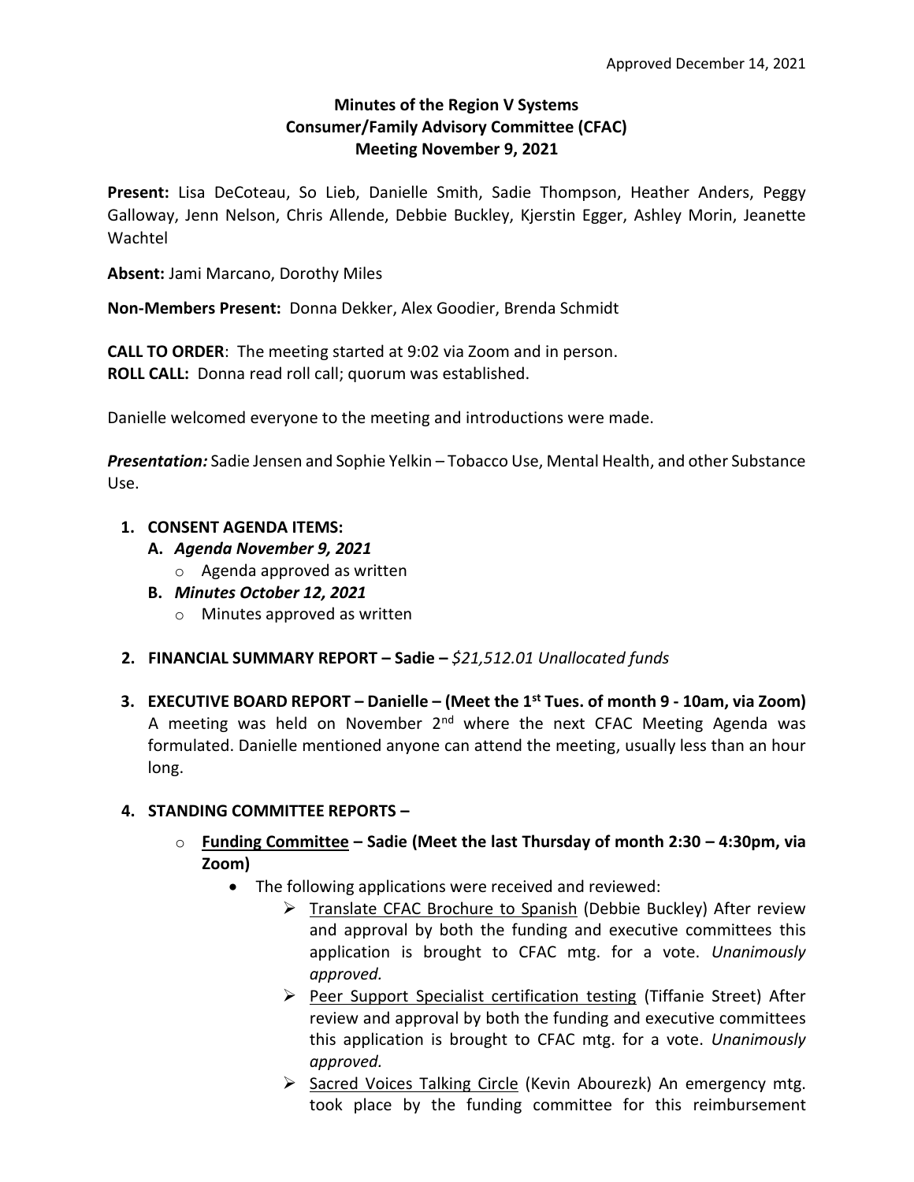Approved December 14, 2021

# Minutes of the Region V Systems Consumer/Family Advisory Committee (CFAC) Meeting November 9, 2021

**Present:** Lisa DeCoteau, So Lieb, Danielle Smith, Sadie Thompson, Heather Anders, Peggy Galloway, Jenn Nelson, Chris Allende, Debbie Buckley, Kjerstin Egger, Ashley Morin, Jeanette Wachtel

**Absent:** Jami Marcano, Dorothy Miles

**Non-Members Present:** Donna Dekker, Alex Goodier, Brenda Schmidt

**CALL TO ORDER**: The meeting started at 9:02 via Zoom and in person.
**ROLL CALL:** Donna read roll call; quorum was established.

Danielle welcomed everyone to the meeting and introductions were made.

***Presentation:*** Sadie Jensen and Sophie Yelkin – Tobacco Use, Mental Health, and other Substance Use.

1. **CONSENT AGENDA ITEMS:**
   - **A.** ***Agenda November 9, 2021***
     - Agenda approved as written
   - **B.** ***Minutes October 12, 2021***
     - Minutes approved as written

2. **FINANCIAL SUMMARY REPORT – Sadie –** *$21,512.01 Unallocated funds*

3. **EXECUTIVE BOARD REPORT – Danielle – (Meet the 1st Tues. of month 9 - 10am, via Zoom)**
   A meeting was held on November 2nd where the next CFAC Meeting Agenda was formulated. Danielle mentioned anyone can attend the meeting, usually less than an hour long.

4. **STANDING COMMITTEE REPORTS –**
   - **Funding Committee – Sadie (Meet the last Thursday of month 2:30 – 4:30pm, via Zoom)**
     - The following applications were received and reviewed:
       - Translate CFAC Brochure to Spanish (Debbie Buckley) After review and approval by both the funding and executive committees this application is brought to CFAC mtg. for a vote. *Unanimously approved.*
       - Peer Support Specialist certification testing (Tiffanie Street) After review and approval by both the funding and executive committees this application is brought to CFAC mtg. for a vote. *Unanimously approved.*
       - Sacred Voices Talking Circle (Kevin Abourezk) An emergency mtg. took place by the funding committee for this reimbursement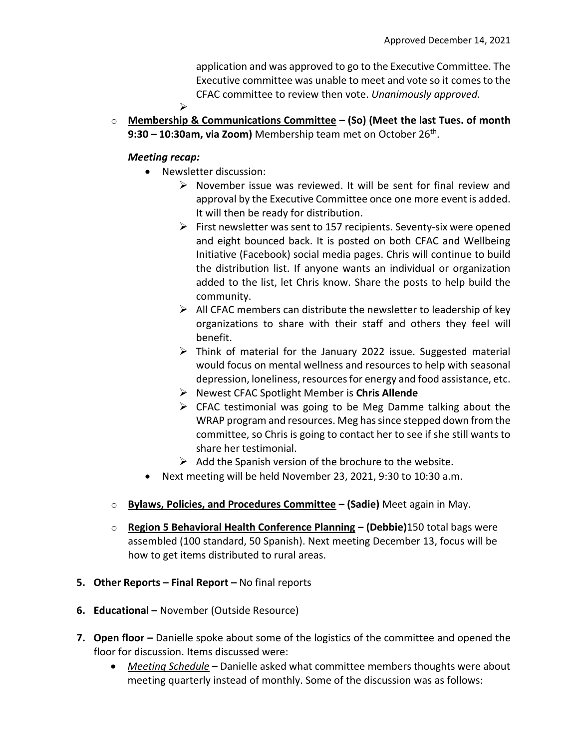application and was approved to go to the Executive Committee. The Executive committee was unable to meet and vote so it comes to the CFAC committee to review then vote. *Unanimously approved.*

- **Membership & Communications Committee – (So) (Meet the last Tues. of month 9:30 – 10:30am, via Zoom)** Membership team met on October 26th.

  ***Meeting recap:***

  - Newsletter discussion:
    - November issue was reviewed. It will be sent for final review and approval by the Executive Committee once one more event is added. It will then be ready for distribution.
    - First newsletter was sent to 157 recipients. Seventy-six were opened and eight bounced back. It is posted on both CFAC and Wellbeing Initiative (Facebook) social media pages. Chris will continue to build the distribution list. If anyone wants an individual or organization added to the list, let Chris know. Share the posts to help build the community.
    - All CFAC members can distribute the newsletter to leadership of key organizations to share with their staff and others they feel will benefit.
    - Think of material for the January 2022 issue. Suggested material would focus on mental wellness and resources to help with seasonal depression, loneliness, resources for energy and food assistance, etc.
    - Newest CFAC Spotlight Member is **Chris Allende**
    - CFAC testimonial was going to be Meg Damme talking about the WRAP program and resources. Meg has since stepped down from the committee, so Chris is going to contact her to see if she still wants to share her testimonial.
    - Add the Spanish version of the brochure to the website.
  - Next meeting will be held November 23, 2021, 9:30 to 10:30 a.m.

- **Bylaws, Policies, and Procedures Committee – (Sadie)** Meet again in May.

- **Region 5 Behavioral Health Conference Planning – (Debbie)** 150 total bags were assembled (100 standard, 50 Spanish). Next meeting December 13, focus will be how to get items distributed to rural areas.

**5. Other Reports – Final Report –** No final reports

**6. Educational –** November (Outside Resource)

**7. Open floor –** Danielle spoke about some of the logistics of the committee and opened the floor for discussion. Items discussed were:

- *Meeting Schedule* – Danielle asked what committee members thoughts were about meeting quarterly instead of monthly. Some of the discussion was as follows: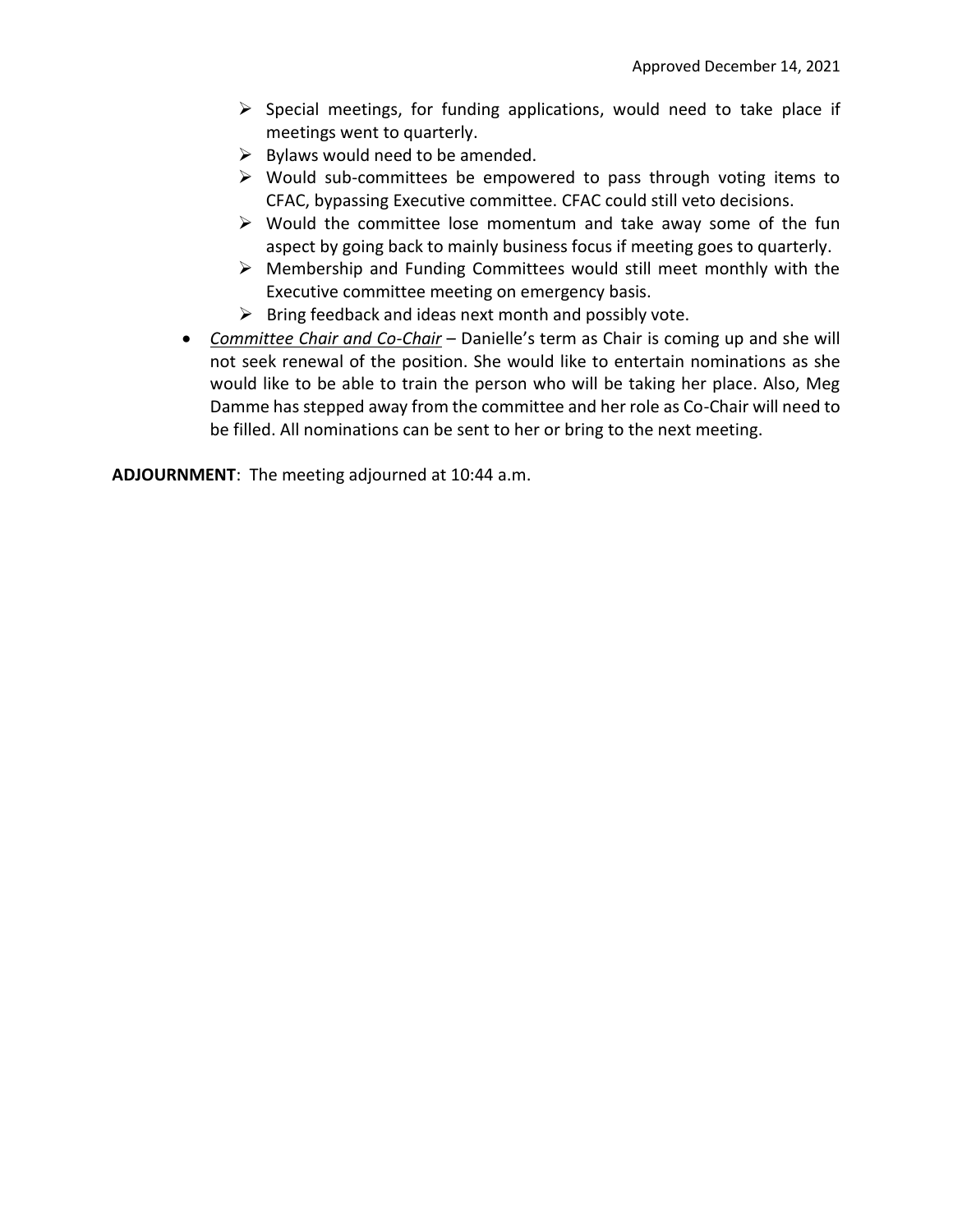Approved December 14, 2021

  - Special meetings, for funding applications, would need to take place if meetings went to quarterly.
  - Bylaws would need to be amended.
  - Would sub-committees be empowered to pass through voting items to CFAC, bypassing Executive committee. CFAC could still veto decisions.
  - Would the committee lose momentum and take away some of the fun aspect by going back to mainly business focus if meeting goes to quarterly.
  - Membership and Funding Committees would still meet monthly with the Executive committee meeting on emergency basis.
  - Bring feedback and ideas next month and possibly vote.
- *Committee Chair and Co-Chair* – Danielle's term as Chair is coming up and she will not seek renewal of the position. She would like to entertain nominations as she would like to be able to train the person who will be taking her place. Also, Meg Damme has stepped away from the committee and her role as Co-Chair will need to be filled. All nominations can be sent to her or bring to the next meeting.

**ADJOURNMENT**: The meeting adjourned at 10:44 a.m.